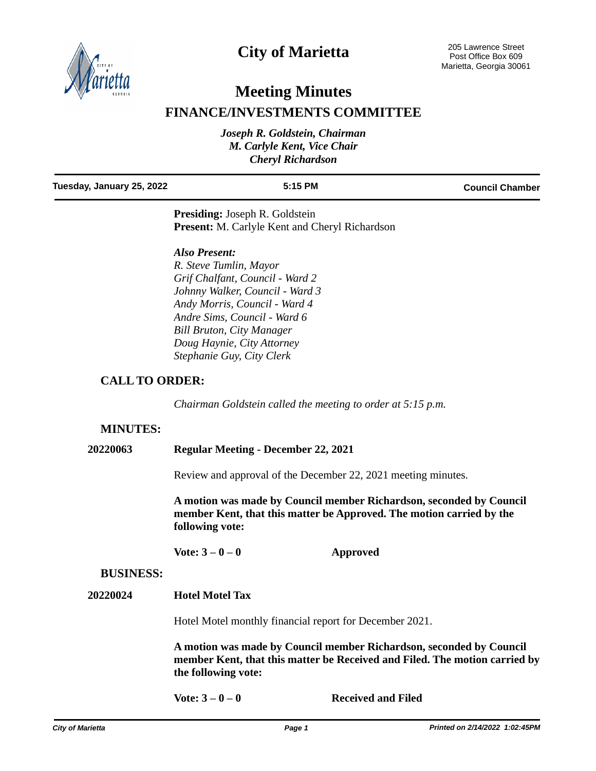# City of Marietta

205 Lawrence Street
Post Office Box 609
Marietta, Georgia 30061

# Meeting Minutes

## FINANCE/INVESTMENTS COMMITTEE

*Joseph R. Goldstein, Chairman*
*M. Carlyle Kent, Vice Chair*
*Cheryl Richardson*

**Tuesday, January 25, 2022** | **5:15 PM** | **Council Chamber**

**Presiding:** Joseph R. Goldstein
**Present:** M. Carlyle Kent and Cheryl Richardson

***Also Present:***
*R. Steve Tumlin, Mayor*
*Grif Chalfant, Council - Ward 2*
*Johnny Walker, Council - Ward 3*
*Andy Morris, Council - Ward 4*
*Andre Sims, Council - Ward 6*
*Bill Bruton, City Manager*
*Doug Haynie, City Attorney*
*Stephanie Guy, City Clerk*

### CALL TO ORDER:

*Chairman Goldstein called the meeting to order at 5:15 p.m.*

### MINUTES:

**20220063** **Regular Meeting - December 22, 2021**

Review and approval of the December 22, 2021 meeting minutes.

**A motion was made by Council member Richardson, seconded by Council member Kent, that this matter be Approved. The motion carried by the following vote:**

**Vote: 3 – 0 – 0** **Approved**

### BUSINESS:

**20220024** **Hotel Motel Tax**

Hotel Motel monthly financial report for December 2021.

**A motion was made by Council member Richardson, seconded by Council member Kent, that this matter be Received and Filed. The motion carried by the following vote:**

**Vote: 3 – 0 – 0** **Received and Filed**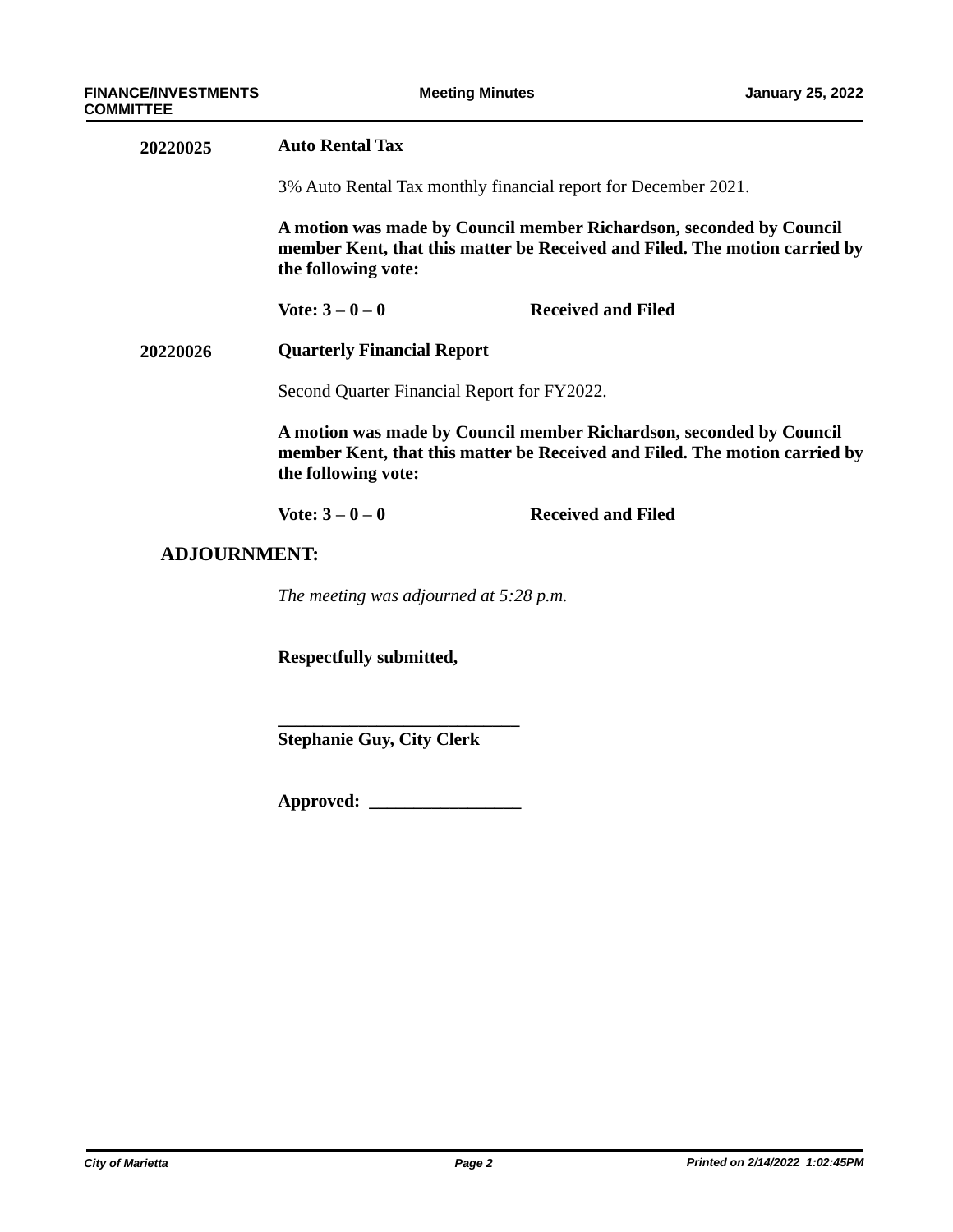**20220025** **Auto Rental Tax**

3% Auto Rental Tax monthly financial report for December 2021.

**A motion was made by Council member Richardson, seconded by Council member Kent, that this matter be Received and Filed. The motion carried by the following vote:**

**Vote: 3 – 0 – 0** **Received and Filed**

**20220026** **Quarterly Financial Report**

Second Quarter Financial Report for FY2022.

**A motion was made by Council member Richardson, seconded by Council member Kent, that this matter be Received and Filed. The motion carried by the following vote:**

**Vote: 3 – 0 – 0** **Received and Filed**

## ADJOURNMENT:

*The meeting was adjourned at 5:28 p.m.*

**Respectfully submitted,**

**___________________________**
**Stephanie Guy, City Clerk**

**Approved: _________________**